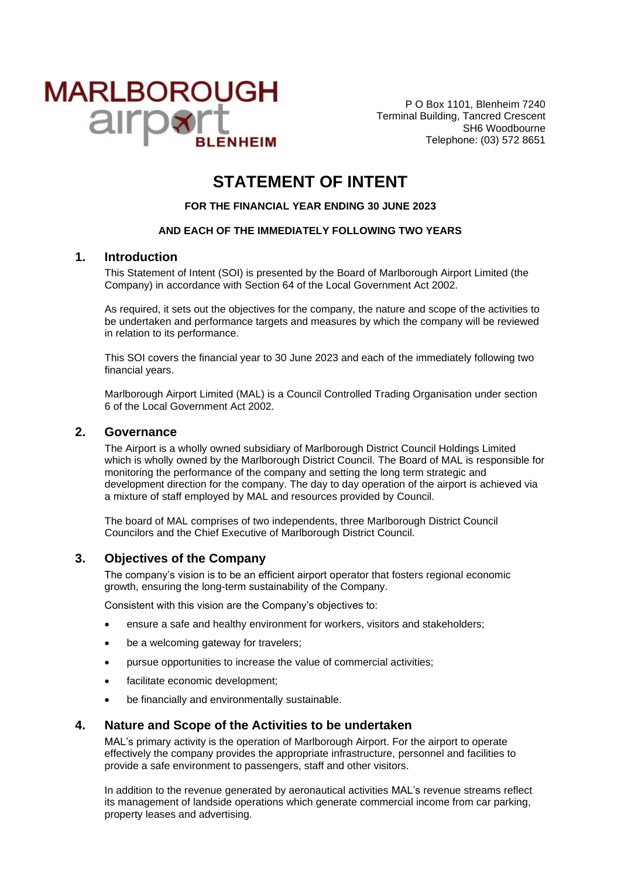MARLBOROUGH airport BLENHEIM

P O Box 1101, Blenheim 7240
Terminal Building, Tancred Crescent
SH6 Woodbourne
Telephone: (03) 572 8651

# STATEMENT OF INTENT

**FOR THE FINANCIAL YEAR ENDING 30 JUNE 2023**

**AND EACH OF THE IMMEDIATELY FOLLOWING TWO YEARS**

## 1. Introduction

This Statement of Intent (SOI) is presented by the Board of Marlborough Airport Limited (the Company) in accordance with Section 64 of the Local Government Act 2002.

As required, it sets out the objectives for the company, the nature and scope of the activities to be undertaken and performance targets and measures by which the company will be reviewed in relation to its performance.

This SOI covers the financial year to 30 June 2023 and each of the immediately following two financial years.

Marlborough Airport Limited (MAL) is a Council Controlled Trading Organisation under section 6 of the Local Government Act 2002.

## 2. Governance

The Airport is a wholly owned subsidiary of Marlborough District Council Holdings Limited which is wholly owned by the Marlborough District Council. The Board of MAL is responsible for monitoring the performance of the company and setting the long term strategic and development direction for the company. The day to day operation of the airport is achieved via a mixture of staff employed by MAL and resources provided by Council.

The board of MAL comprises of two independents, three Marlborough District Council Councilors and the Chief Executive of Marlborough District Council.

## 3. Objectives of the Company

The company's vision is to be an efficient airport operator that fosters regional economic growth, ensuring the long-term sustainability of the Company.

Consistent with this vision are the Company's objectives to:

- ensure a safe and healthy environment for workers, visitors and stakeholders;
- be a welcoming gateway for travelers;
- pursue opportunities to increase the value of commercial activities;
- facilitate economic development;
- be financially and environmentally sustainable.

## 4. Nature and Scope of the Activities to be undertaken

MAL's primary activity is the operation of Marlborough Airport. For the airport to operate effectively the company provides the appropriate infrastructure, personnel and facilities to provide a safe environment to passengers, staff and other visitors.

In addition to the revenue generated by aeronautical activities MAL's revenue streams reflect its management of landside operations which generate commercial income from car parking, property leases and advertising.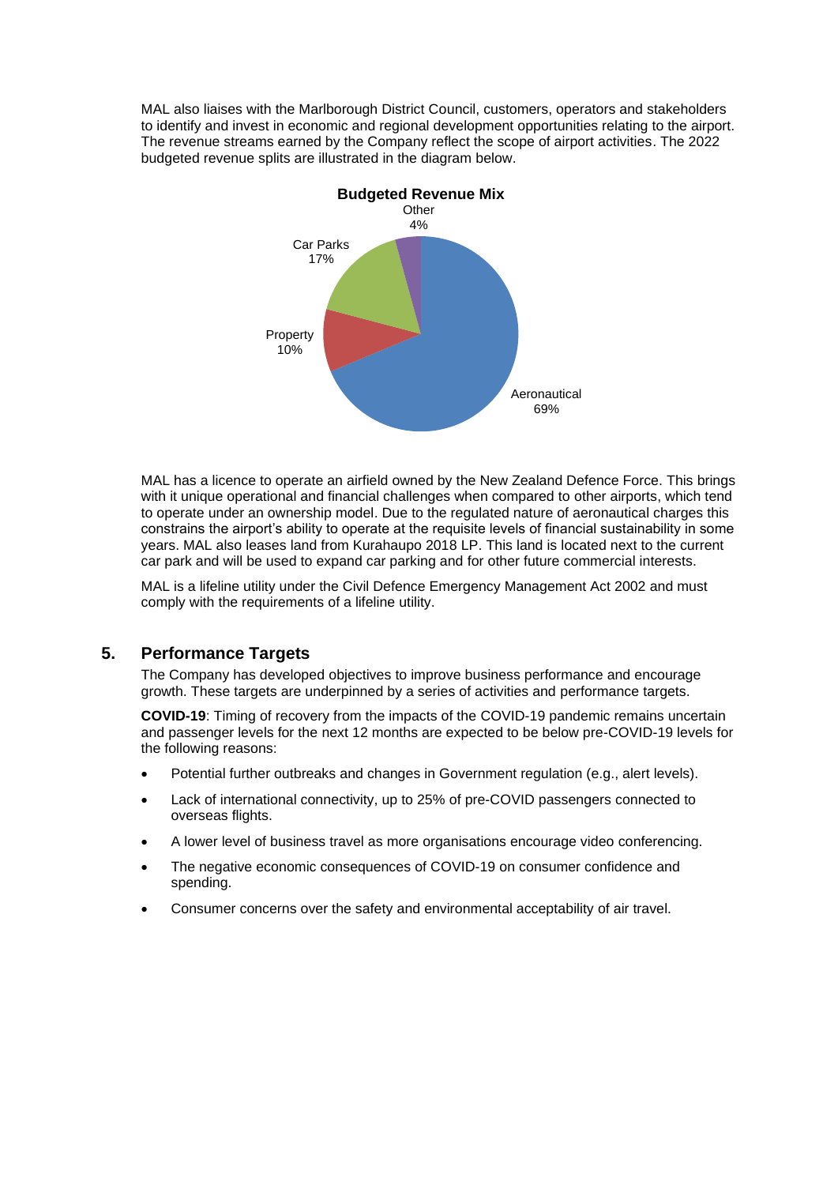MAL also liaises with the Marlborough District Council, customers, operators and stakeholders to identify and invest in economic and regional development opportunities relating to the airport. The revenue streams earned by the Company reflect the scope of airport activities. The 2022 budgeted revenue splits are illustrated in the diagram below.

**Budgeted Revenue Mix**

| Category | Share |
|---|---|
| Aeronautical | 69% |
| Property | 10% |
| Car Parks | 17% |
| Other | 4% |

MAL has a licence to operate an airfield owned by the New Zealand Defence Force. This brings with it unique operational and financial challenges when compared to other airports, which tend to operate under an ownership model. Due to the regulated nature of aeronautical charges this constrains the airport's ability to operate at the requisite levels of financial sustainability in some years. MAL also leases land from Kurahaupo 2018 LP. This land is located next to the current car park and will be used to expand car parking and for other future commercial interests.

MAL is a lifeline utility under the Civil Defence Emergency Management Act 2002 and must comply with the requirements of a lifeline utility.

## 5. Performance Targets

The Company has developed objectives to improve business performance and encourage growth. These targets are underpinned by a series of activities and performance targets.

**COVID-19**: Timing of recovery from the impacts of the COVID-19 pandemic remains uncertain and passenger levels for the next 12 months are expected to be below pre-COVID-19 levels for the following reasons:

- Potential further outbreaks and changes in Government regulation (e.g., alert levels).
- Lack of international connectivity, up to 25% of pre-COVID passengers connected to overseas flights.
- A lower level of business travel as more organisations encourage video conferencing.
- The negative economic consequences of COVID-19 on consumer confidence and spending.
- Consumer concerns over the safety and environmental acceptability of air travel.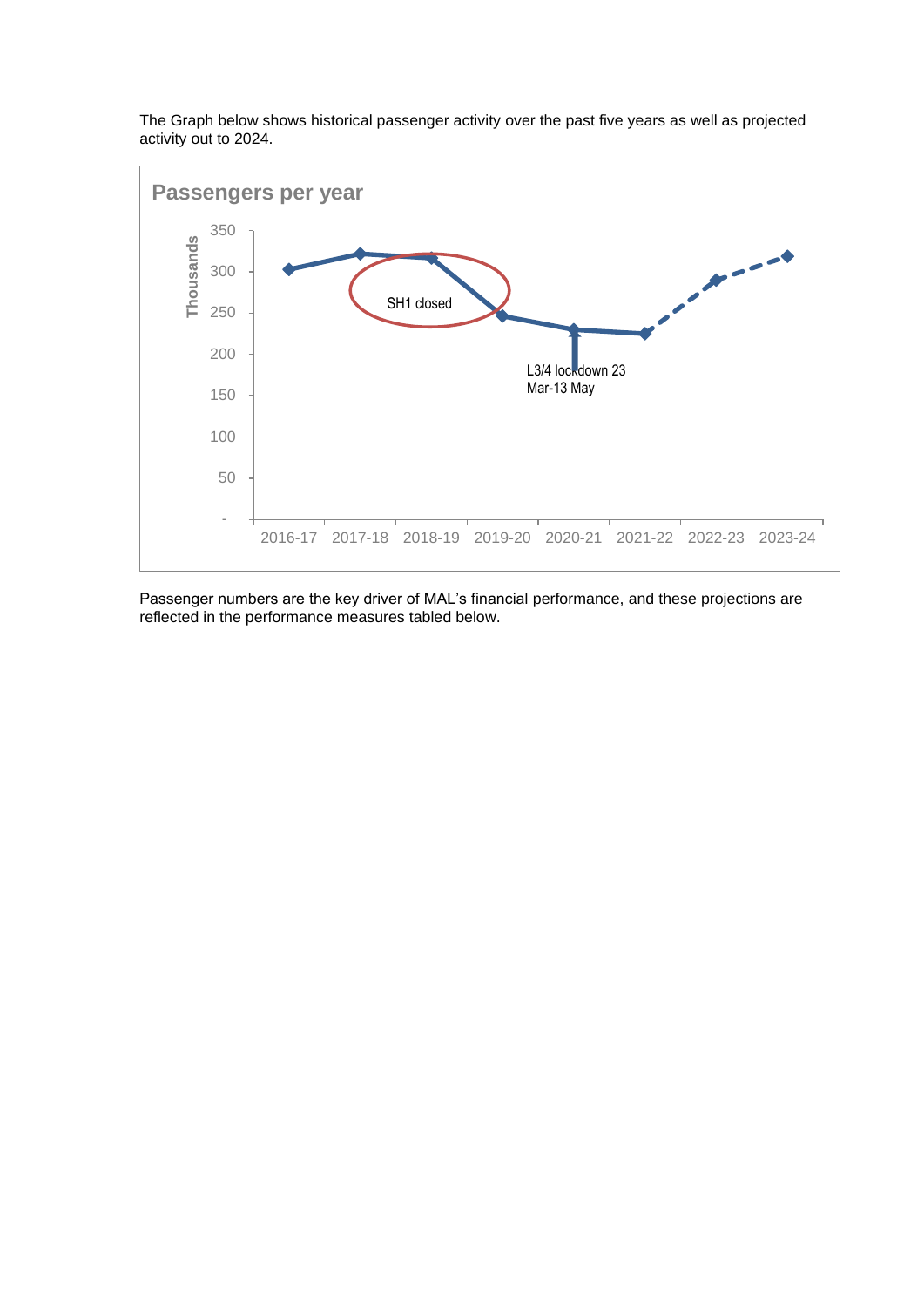The Graph below shows historical passenger activity over the past five years as well as projected activity out to 2024.

Passengers per year

Passenger numbers are the key driver of MAL's financial performance, and these projections are reflected in the performance measures tabled below.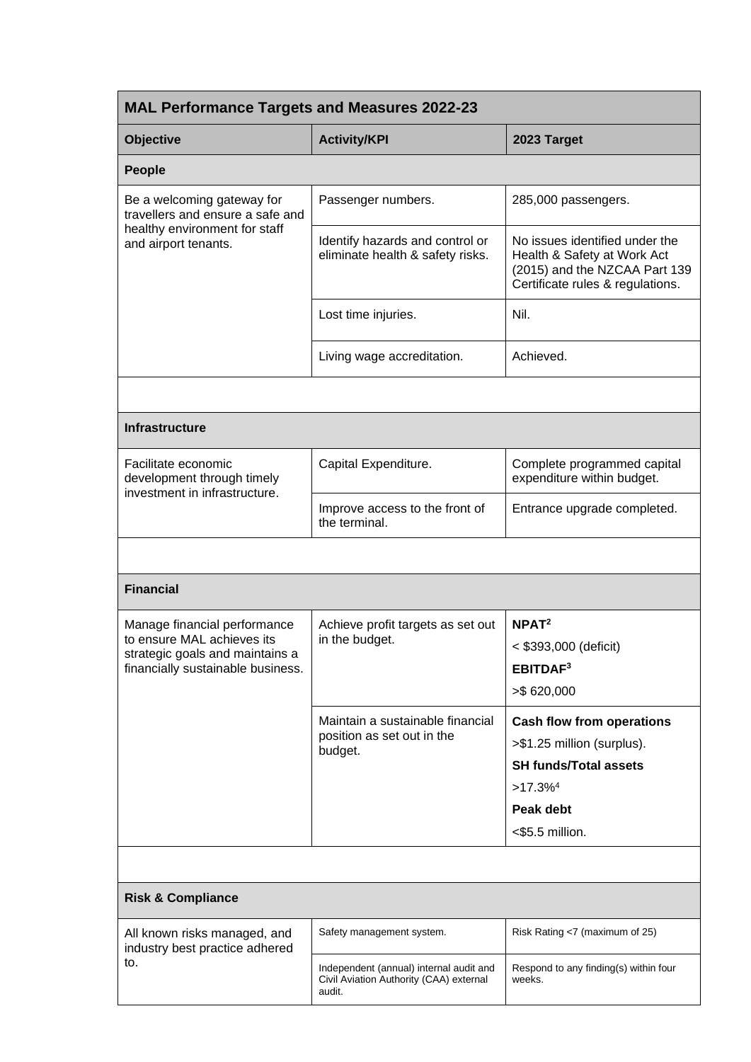| MAL Performance Targets and Measures 2022-23 | | |
|---|---|---|
| **Objective** | **Activity/KPI** | **2023 Target** |
| **People** | | |
| Be a welcoming gateway for travellers and ensure a safe and healthy environment for staff and airport tenants. | Passenger numbers. | 285,000 passengers. |
| | Identify hazards and control or eliminate health & safety risks. | No issues identified under the Health & Safety at Work Act (2015) and the NZCAA Part 139 Certificate rules & regulations. |
| | Lost time injuries. | Nil. |
| | Living wage accreditation. | Achieved. |
| | | |
| **Infrastructure** | | |
| Facilitate economic development through timely investment in infrastructure. | Capital Expenditure. | Complete programmed capital expenditure within budget. |
| | Improve access to the front of the terminal. | Entrance upgrade completed. |
| | | |
| **Financial** | | |
| Manage financial performance to ensure MAL achieves its strategic goals and maintains a financially sustainable business. | Achieve profit targets as set out in the budget. | **NPAT**[2] < $393,000 (deficit) **EBITDAF**[3] >$ 620,000 |
| | Maintain a sustainable financial position as set out in the budget. | **Cash flow from operations** >$1.25 million (surplus). **SH funds/Total assets** >17.3%[4] **Peak debt** <$5.5 million. |
| | | |
| **Risk & Compliance** | | |
| All known risks managed, and industry best practice adhered to. | Safety management system. | Risk Rating <7 (maximum of 25) |
| | Independent (annual) internal audit and Civil Aviation Authority (CAA) external audit. | Respond to any finding(s) within four weeks. |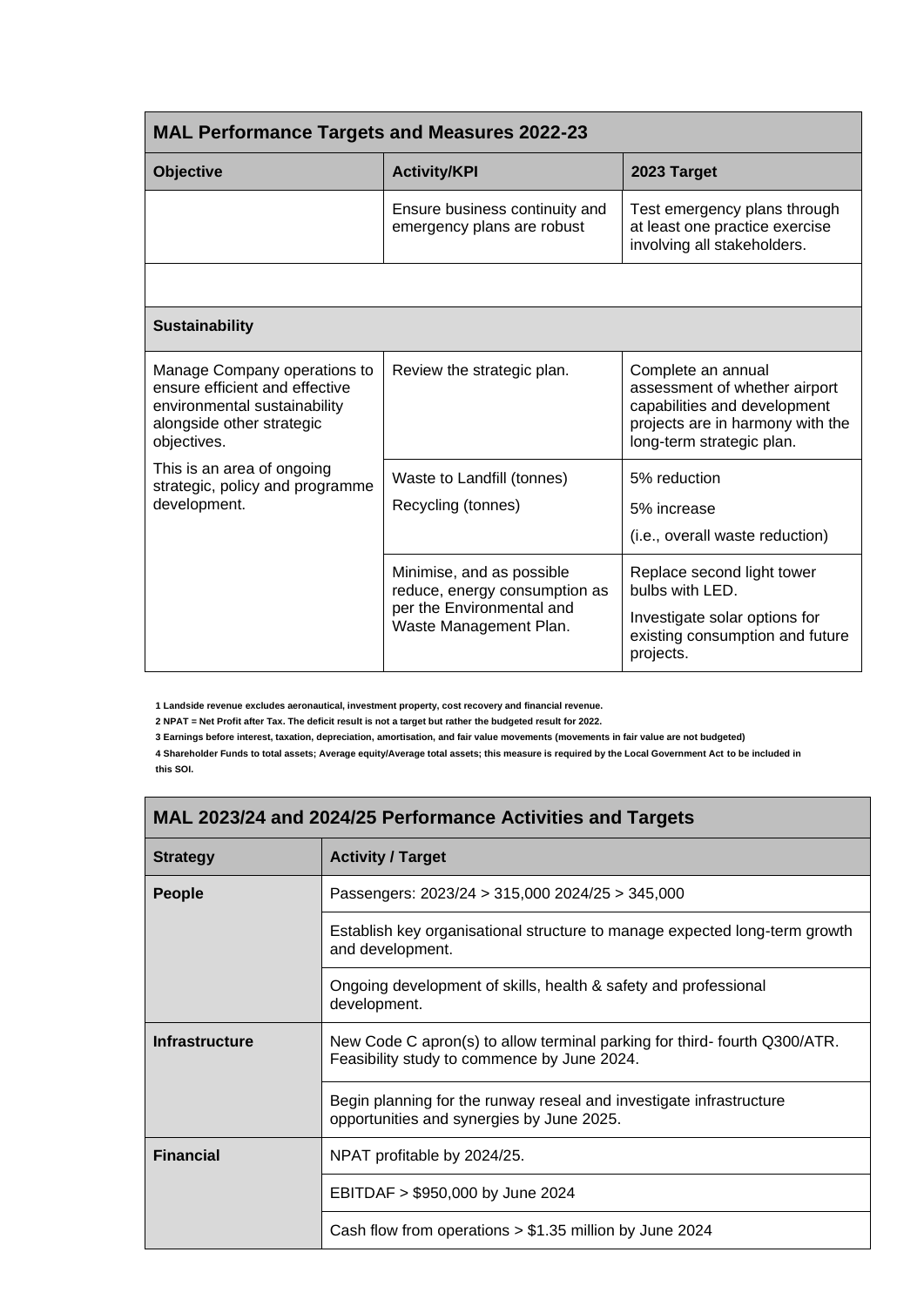| MAL Performance Targets and Measures 2022-23 | | |
|---|---|---|
| **Objective** | **Activity/KPI** | **2023 Target** |
| | Ensure business continuity and emergency plans are robust | Test emergency plans through at least one practice exercise involving all stakeholders. |
| | | |
| **Sustainability** | | |
| Manage Company operations to ensure efficient and effective environmental sustainability alongside other strategic objectives.<br><br>This is an area of ongoing strategic, policy and programme development. | Review the strategic plan. | Complete an annual assessment of whether airport capabilities and development projects are in harmony with the long-term strategic plan. |
| | Waste to Landfill (tonnes)<br><br>Recycling (tonnes) | 5% reduction<br><br>5% increase<br><br>(i.e., overall waste reduction) |
| | Minimise, and as possible reduce, energy consumption as per the Environmental and Waste Management Plan. | Replace second light tower bulbs with LED.<br><br>Investigate solar options for existing consumption and future projects. |

**1 Landside revenue excludes aeronautical, investment property, cost recovery and financial revenue.**

**2 NPAT = Net Profit after Tax. The deficit result is not a target but rather the budgeted result for 2022.**

**3 Earnings before interest, taxation, depreciation, amortisation, and fair value movements (movements in fair value are not budgeted)**

**4 Shareholder Funds to total assets; Average equity/Average total assets; this measure is required by the Local Government Act to be included in this SOI.**

| MAL 2023/24 and 2024/25 Performance Activities and Targets | |
|---|---|
| **Strategy** | **Activity / Target** |
| **People** | Passengers: 2023/24 > 315,000 2024/25 > 345,000 |
| | Establish key organisational structure to manage expected long-term growth and development. |
| | Ongoing development of skills, health & safety and professional development. |
| **Infrastructure** | New Code C apron(s) to allow terminal parking for third- fourth Q300/ATR. Feasibility study to commence by June 2024. |
| | Begin planning for the runway reseal and investigate infrastructure opportunities and synergies by June 2025. |
| **Financial** | NPAT profitable by 2024/25. |
| | EBITDAF > $950,000 by June 2024 |
| | Cash flow from operations > $1.35 million by June 2024 |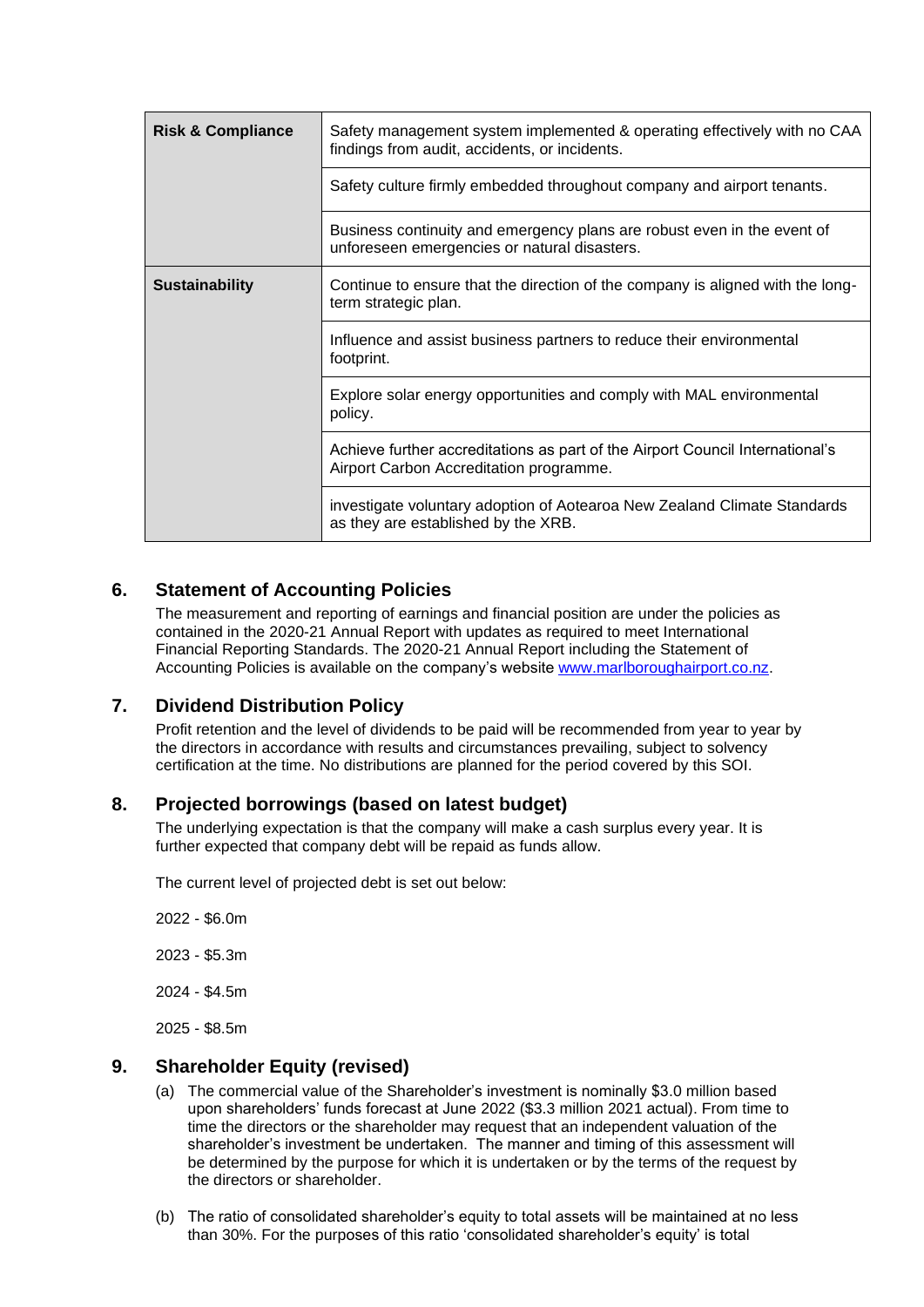| | |
|---|---|
| **Risk & Compliance** | Safety management system implemented & operating effectively with no CAA findings from audit, accidents, or incidents. |
| | Safety culture firmly embedded throughout company and airport tenants. |
| | Business continuity and emergency plans are robust even in the event of unforeseen emergencies or natural disasters. |
| **Sustainability** | Continue to ensure that the direction of the company is aligned with the long-term strategic plan. |
| | Influence and assist business partners to reduce their environmental footprint. |
| | Explore solar energy opportunities and comply with MAL environmental policy. |
| | Achieve further accreditations as part of the Airport Council International's Airport Carbon Accreditation programme. |
| | investigate voluntary adoption of Aotearoa New Zealand Climate Standards as they are established by the XRB. |

## 6. Statement of Accounting Policies

The measurement and reporting of earnings and financial position are under the policies as contained in the 2020-21 Annual Report with updates as required to meet International Financial Reporting Standards. The 2020-21 Annual Report including the Statement of Accounting Policies is available on the company's website [www.marlboroughairport.co.nz](http://www.marlboroughairport.co.nz).

## 7. Dividend Distribution Policy

Profit retention and the level of dividends to be paid will be recommended from year to year by the directors in accordance with results and circumstances prevailing, subject to solvency certification at the time. No distributions are planned for the period covered by this SOI.

## 8. Projected borrowings (based on latest budget)

The underlying expectation is that the company will make a cash surplus every year. It is further expected that company debt will be repaid as funds allow.

The current level of projected debt is set out below:

2022 - $6.0m

2023 - $5.3m

2024 - $4.5m

2025 - $8.5m

## 9. Shareholder Equity (revised)

(a) The commercial value of the Shareholder's investment is nominally $3.0 million based upon shareholders' funds forecast at June 2022 ($3.3 million 2021 actual). From time to time the directors or the shareholder may request that an independent valuation of the shareholder's investment be undertaken. The manner and timing of this assessment will be determined by the purpose for which it is undertaken or by the terms of the request by the directors or shareholder.

(b) The ratio of consolidated shareholder's equity to total assets will be maintained at no less than 30%. For the purposes of this ratio 'consolidated shareholder's equity' is total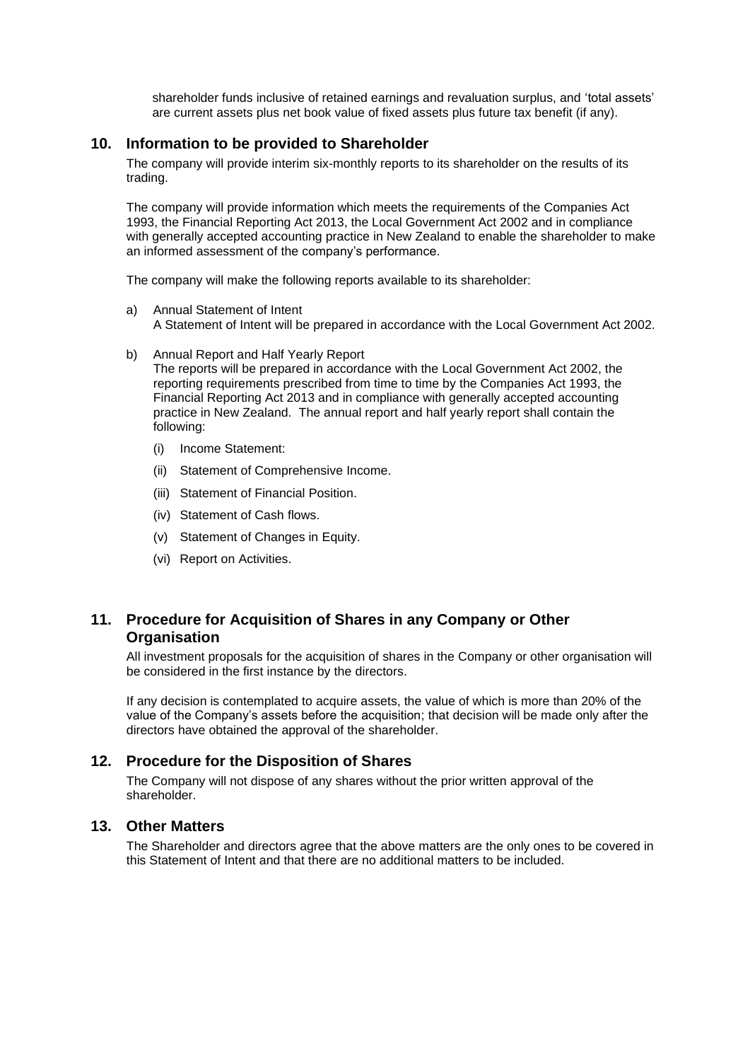shareholder funds inclusive of retained earnings and revaluation surplus, and 'total assets' are current assets plus net book value of fixed assets plus future tax benefit (if any).

## 10. Information to be provided to Shareholder

The company will provide interim six-monthly reports to its shareholder on the results of its trading.

The company will provide information which meets the requirements of the Companies Act 1993, the Financial Reporting Act 2013, the Local Government Act 2002 and in compliance with generally accepted accounting practice in New Zealand to enable the shareholder to make an informed assessment of the company's performance.

The company will make the following reports available to its shareholder:

a) Annual Statement of Intent
   A Statement of Intent will be prepared in accordance with the Local Government Act 2002.

b) Annual Report and Half Yearly Report
   The reports will be prepared in accordance with the Local Government Act 2002, the reporting requirements prescribed from time to time by the Companies Act 1993, the Financial Reporting Act 2013 and in compliance with generally accepted accounting practice in New Zealand. The annual report and half yearly report shall contain the following:

   (i) Income Statement:

   (ii) Statement of Comprehensive Income.

   (iii) Statement of Financial Position.

   (iv) Statement of Cash flows.

   (v) Statement of Changes in Equity.

   (vi) Report on Activities.

## 11. Procedure for Acquisition of Shares in any Company or Other Organisation

All investment proposals for the acquisition of shares in the Company or other organisation will be considered in the first instance by the directors.

If any decision is contemplated to acquire assets, the value of which is more than 20% of the value of the Company's assets before the acquisition; that decision will be made only after the directors have obtained the approval of the shareholder.

## 12. Procedure for the Disposition of Shares

The Company will not dispose of any shares without the prior written approval of the shareholder.

## 13. Other Matters

The Shareholder and directors agree that the above matters are the only ones to be covered in this Statement of Intent and that there are no additional matters to be included.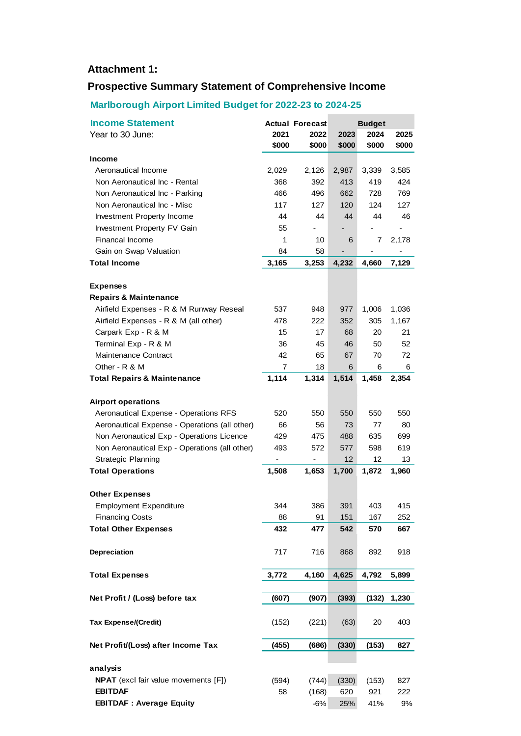### Attachment 1:

## Prospective Summary Statement of Comprehensive Income

### Marlborough Airport Limited Budget for 2022-23 to 2024-25

| **Income Statement** | Actual | Forecast | | Budget | |
|---|---|---|---|---|---|
| Year to 30 June: | 2021 | 2022 | 2023 | 2024 | 2025 |
| | $000 | $000 | $000 | $000 | $000 |
| **Income** | | | | | |
| Aeronautical Income | 2,029 | 2,126 | 2,987 | 3,339 | 3,585 |
| Non Aeronautical Inc - Rental | 368 | 392 | 413 | 419 | 424 |
| Non Aeronautical Inc - Parking | 466 | 496 | 662 | 728 | 769 |
| Non Aeronautical Inc - Misc | 117 | 127 | 120 | 124 | 127 |
| Investment Property Income | 44 | 44 | 44 | 44 | 46 |
| Investment Property FV Gain | 55 | - | - | - | - |
| Financal Income | 1 | 10 | 6 | 7 | 2,178 |
| Gain on Swap Valuation | 84 | 58 | - | - | - |
| **Total Income** | **3,165** | **3,253** | **4,232** | **4,660** | **7,129** |
| | | | | | |
| **Expenses** | | | | | |
| **Repairs & Maintenance** | | | | | |
| Airfield Expenses - R & M Runway Reseal | 537 | 948 | 977 | 1,006 | 1,036 |
| Airfield Expenses - R & M (all other) | 478 | 222 | 352 | 305 | 1,167 |
| Carpark Exp - R & M | 15 | 17 | 68 | 20 | 21 |
| Terminal Exp - R & M | 36 | 45 | 46 | 50 | 52 |
| Maintenance Contract | 42 | 65 | 67 | 70 | 72 |
| Other - R & M | 7 | 18 | 6 | 6 | 6 |
| **Total Repairs & Maintenance** | **1,114** | **1,314** | **1,514** | **1,458** | **2,354** |
| | | | | | |
| **Airport operations** | | | | | |
| Aeronautical Expense - Operations RFS | 520 | 550 | 550 | 550 | 550 |
| Aeronautical Expense - Operations (all other) | 66 | 56 | 73 | 77 | 80 |
| Non Aeronautical Exp - Operations Licence | 429 | 475 | 488 | 635 | 699 |
| Non Aeronautical Exp - Operations (all other) | 493 | 572 | 577 | 598 | 619 |
| Strategic Planning | - | - | 12 | 12 | 13 |
| **Total Operations** | **1,508** | **1,653** | **1,700** | **1,872** | **1,960** |
| | | | | | |
| **Other Expenses** | | | | | |
| Employment Expenditure | 344 | 386 | 391 | 403 | 415 |
| Financing Costs | 88 | 91 | 151 | 167 | 252 |
| **Total Other Expenses** | **432** | **477** | **542** | **570** | **667** |
| | | | | | |
| **Depreciation** | 717 | 716 | 868 | 892 | 918 |
| | | | | | |
| **Total Expenses** | **3,772** | **4,160** | **4,625** | **4,792** | **5,899** |
| | | | | | |
| **Net Profit / (Loss) before tax** | **(607)** | **(907)** | **(393)** | **(132)** | **1,230** |
| | | | | | |
| **Tax Expense/(Credit)** | (152) | (221) | (63) | 20 | 403 |
| | | | | | |
| **Net Profit/(Loss) after Income Tax** | **(455)** | **(686)** | **(330)** | **(153)** | **827** |
| | | | | | |
| **analysis** | | | | | |
| **NPAT** (excl fair value movements [F]) | (594) | (744) | (330) | (153) | 827 |
| **EBITDAF** | 58 | (168) | 620 | 921 | 222 |
| **EBITDAF : Average Equity** | | -6% | 25% | 41% | 9% |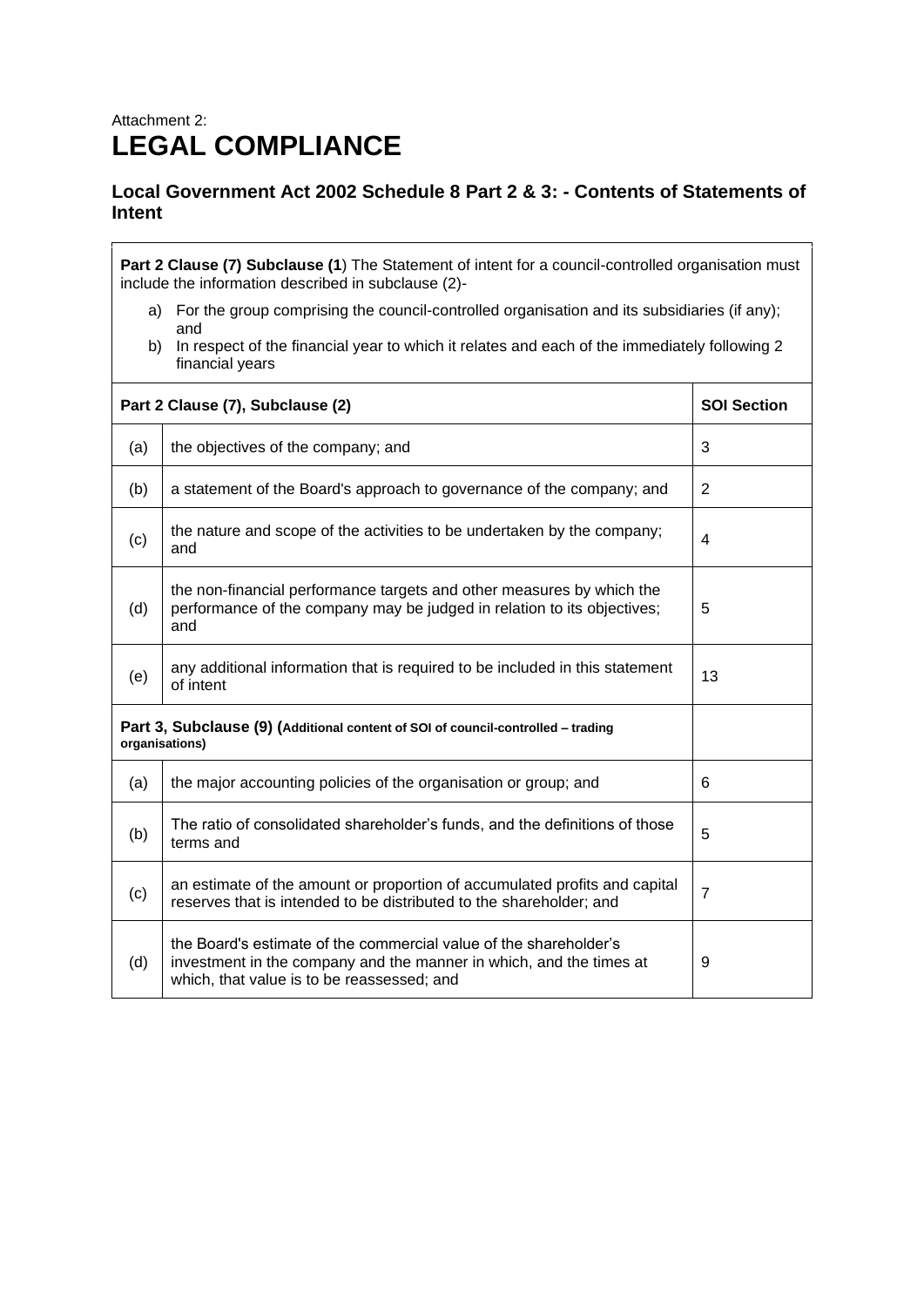Attachment 2:

# LEGAL COMPLIANCE

## Local Government Act 2002 Schedule 8 Part 2 & 3: - Contents of Statements of Intent

| | | |
|---|---|---|
| **Part 2 Clause (7) Subclause (1**) The Statement of intent for a council-controlled organisation must include the information described in subclause (2)-<br>a) For the group comprising the council-controlled organisation and its subsidiaries (if any); and<br>b) In respect of the financial year to which it relates and each of the immediately following 2 financial years | | |
| **Part 2 Clause (7), Subclause (2)** | | **SOI Section** |
| (a) | the objectives of the company; and | 3 |
| (b) | a statement of the Board's approach to governance of the company; and | 2 |
| (c) | the nature and scope of the activities to be undertaken by the company; and | 4 |
| (d) | the non-financial performance targets and other measures by which the performance of the company may be judged in relation to its objectives; and | 5 |
| (e) | any additional information that is required to be included in this statement of intent | 13 |
| **Part 3, Subclause (9) (Additional content of SOI of council-controlled – trading organisations)** | | |
| (a) | the major accounting policies of the organisation or group; and | 6 |
| (b) | The ratio of consolidated shareholder's funds, and the definitions of those terms and | 5 |
| (c) | an estimate of the amount or proportion of accumulated profits and capital reserves that is intended to be distributed to the shareholder; and | 7 |
| (d) | the Board's estimate of the commercial value of the shareholder's investment in the company and the manner in which, and the times at which, that value is to be reassessed; and | 9 |